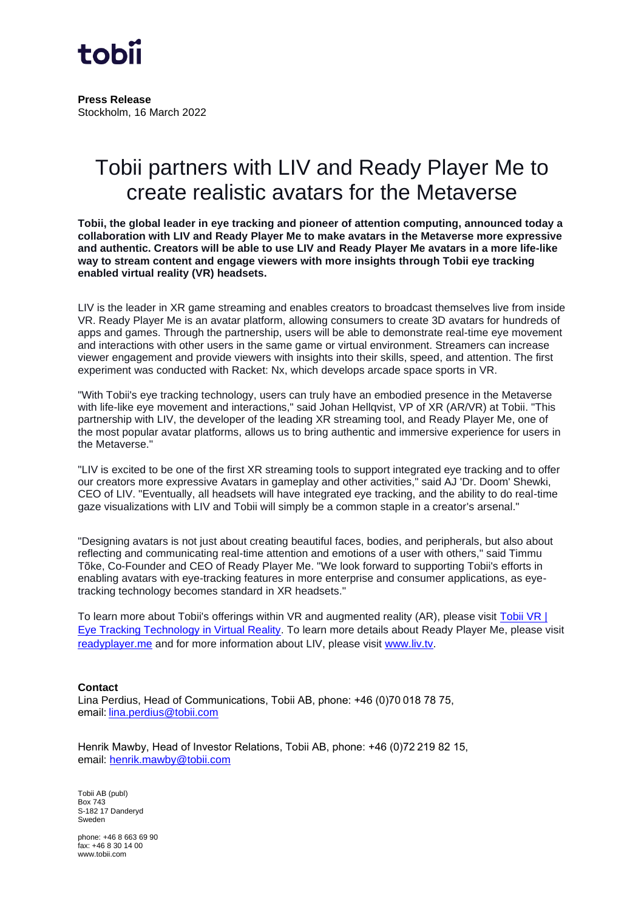**Press Release**
Stockholm, 16 March 2022

# Tobii partners with LIV and Ready Player Me to create realistic avatars for the Metaverse

**Tobii, the global leader in eye tracking and pioneer of attention computing, announced today a collaboration with LIV and Ready Player Me to make avatars in the Metaverse more expressive and authentic. Creators will be able to use LIV and Ready Player Me avatars in a more life-like way to stream content and engage viewers with more insights through Tobii eye tracking enabled virtual reality (VR) headsets.**

LIV is the leader in XR game streaming and enables creators to broadcast themselves live from inside VR. Ready Player Me is an avatar platform, allowing consumers to create 3D avatars for hundreds of apps and games. Through the partnership, users will be able to demonstrate real-time eye movement and interactions with other users in the same game or virtual environment. Streamers can increase viewer engagement and provide viewers with insights into their skills, speed, and attention. The first experiment was conducted with Racket: Nx, which develops arcade space sports in VR.

"With Tobii's eye tracking technology, users can truly have an embodied presence in the Metaverse with life-like eye movement and interactions," said Johan Hellqvist, VP of XR (AR/VR) at Tobii. "This partnership with LIV, the developer of the leading XR streaming tool, and Ready Player Me, one of the most popular avatar platforms, allows us to bring authentic and immersive experience for users in the Metaverse."

"LIV is excited to be one of the first XR streaming tools to support integrated eye tracking and to offer our creators more expressive Avatars in gameplay and other activities," said AJ 'Dr. Doom' Shewki, CEO of LIV. "Eventually, all headsets will have integrated eye tracking, and the ability to do real-time gaze visualizations with LIV and Tobii will simply be a common staple in a creator's arsenal."

"Designing avatars is not just about creating beautiful faces, bodies, and peripherals, but also about reflecting and communicating real-time attention and emotions of a user with others," said Timmu Tõke, Co-Founder and CEO of Ready Player Me. "We look forward to supporting Tobii's efforts in enabling avatars with eye-tracking features in more enterprise and consumer applications, as eye-tracking technology becomes standard in XR headsets."

To learn more about Tobii's offerings within VR and augmented reality (AR), please visit [Tobii VR | Eye Tracking Technology in Virtual Reality]. To learn more details about Ready Player Me, please visit [readyplayer.me] and for more information about LIV, please visit [www.liv.tv].

**Contact**
Lina Perdius, Head of Communications, Tobii AB, phone: +46 (0)70 018 78 75, email: lina.perdius@tobii.com

Henrik Mawby, Head of Investor Relations, Tobii AB, phone: +46 (0)72 219 82 15, email: henrik.mawby@tobii.com

Tobii AB (publ)
Box 743
S-182 17 Danderyd
Sweden

phone: +46 8 663 69 90
fax: +46 8 30 14 00
www.tobii.com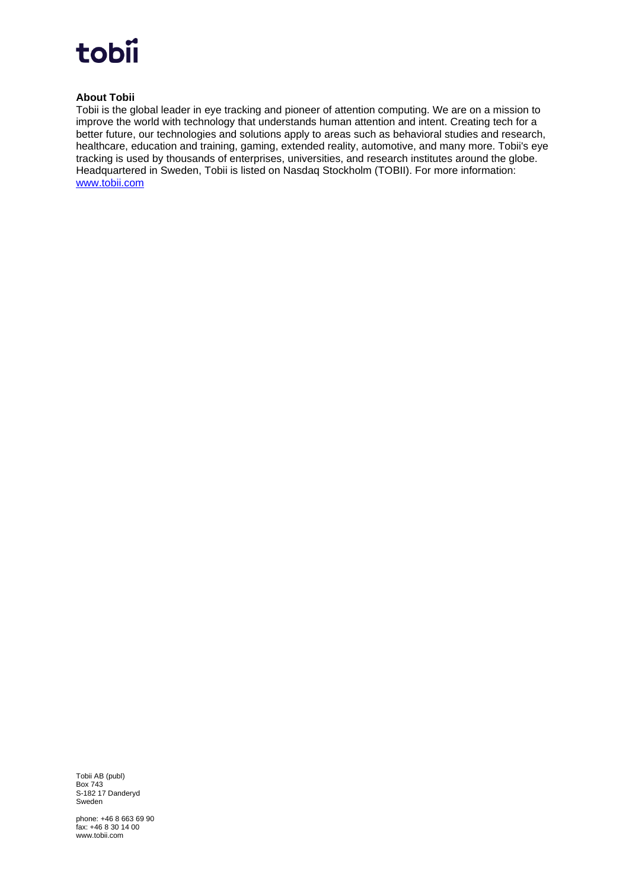**About Tobii**

Tobii is the global leader in eye tracking and pioneer of attention computing. We are on a mission to improve the world with technology that understands human attention and intent. Creating tech for a better future, our technologies and solutions apply to areas such as behavioral studies and research, healthcare, education and training, gaming, extended reality, automotive, and many more. Tobii's eye tracking is used by thousands of enterprises, universities, and research institutes around the globe. Headquartered in Sweden, Tobii is listed on Nasdaq Stockholm (TOBII). For more information: [www.tobii.com](http://www.tobii.com)

Tobii AB (publ)
Box 743
S-182 17 Danderyd
Sweden

phone: +46 8 663 69 90
fax: +46 8 30 14 00
www.tobii.com